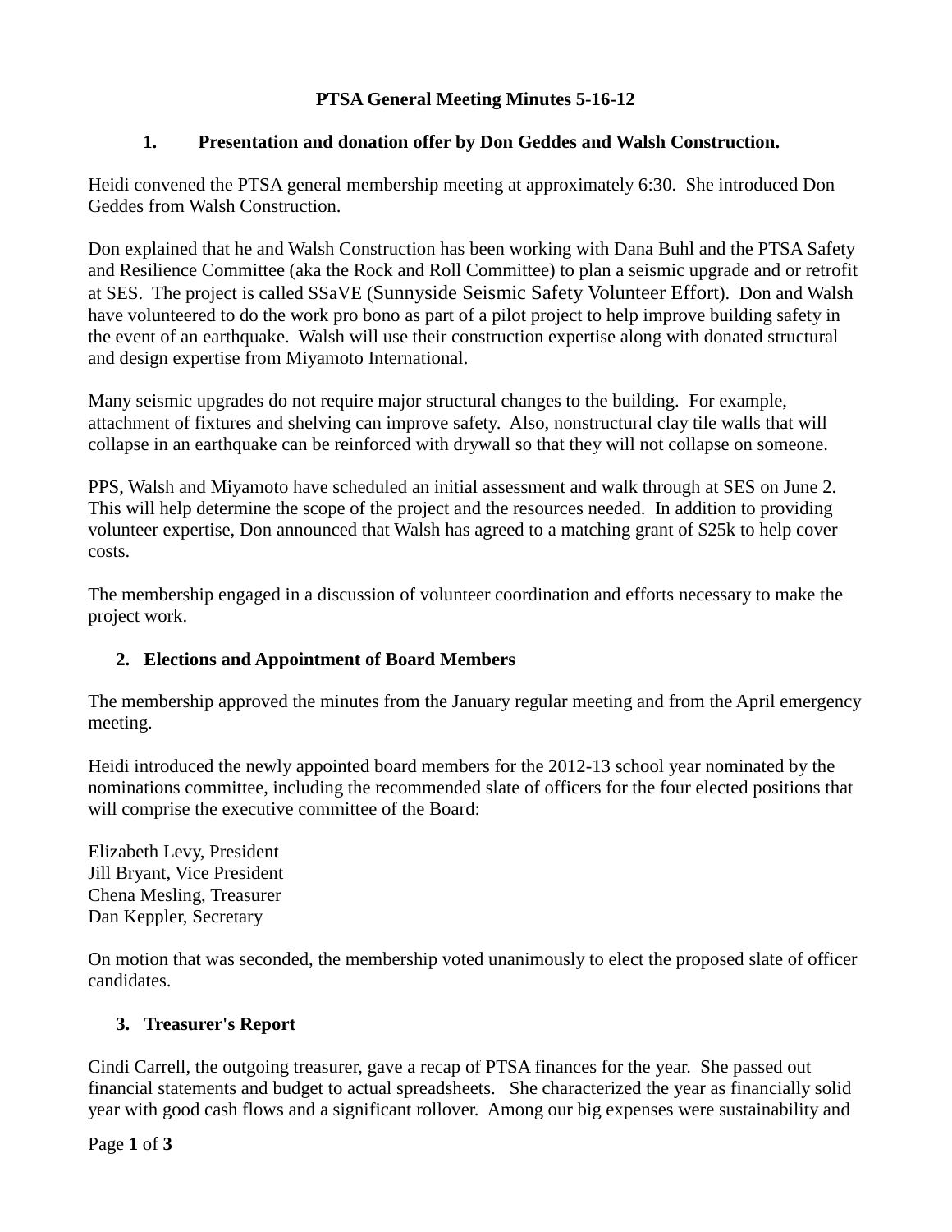# PTSA General Meeting Minutes 5-16-12

## 1. Presentation and donation offer by Don Geddes and Walsh Construction.

Heidi convened the PTSA general membership meeting at approximately 6:30. She introduced Don Geddes from Walsh Construction.

Don explained that he and Walsh Construction has been working with Dana Buhl and the PTSA Safety and Resilience Committee (aka the Rock and Roll Committee) to plan a seismic upgrade and or retrofit at SES. The project is called SSaVE (Sunnyside Seismic Safety Volunteer Effort). Don and Walsh have volunteered to do the work pro bono as part of a pilot project to help improve building safety in the event of an earthquake. Walsh will use their construction expertise along with donated structural and design expertise from Miyamoto International.

Many seismic upgrades do not require major structural changes to the building. For example, attachment of fixtures and shelving can improve safety. Also, nonstructural clay tile walls that will collapse in an earthquake can be reinforced with drywall so that they will not collapse on someone.

PPS, Walsh and Miyamoto have scheduled an initial assessment and walk through at SES on June 2. This will help determine the scope of the project and the resources needed. In addition to providing volunteer expertise, Don announced that Walsh has agreed to a matching grant of $25k to help cover costs.

The membership engaged in a discussion of volunteer coordination and efforts necessary to make the project work.

## 2. Elections and Appointment of Board Members

The membership approved the minutes from the January regular meeting and from the April emergency meeting.

Heidi introduced the newly appointed board members for the 2012-13 school year nominated by the nominations committee, including the recommended slate of officers for the four elected positions that will comprise the executive committee of the Board:

Elizabeth Levy, President
Jill Bryant, Vice President
Chena Mesling, Treasurer
Dan Keppler, Secretary

On motion that was seconded, the membership voted unanimously to elect the proposed slate of officer candidates.

## 3. Treasurer's Report

Cindi Carrell, the outgoing treasurer, gave a recap of PTSA finances for the year. She passed out financial statements and budget to actual spreadsheets. She characterized the year as financially solid year with good cash flows and a significant rollover. Among our big expenses were sustainability and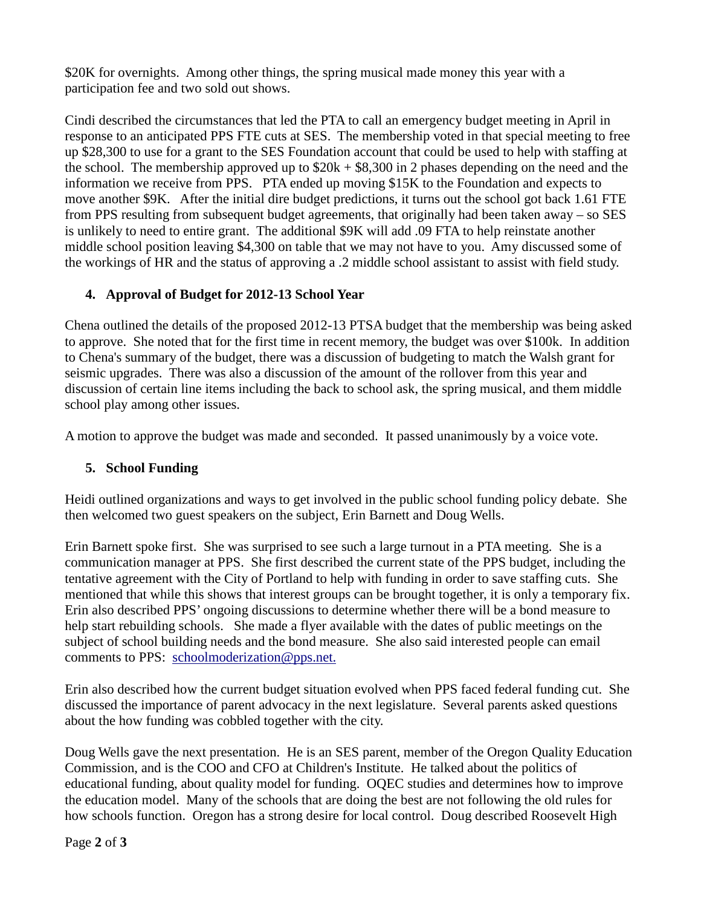$20K for overnights. Among other things, the spring musical made money this year with a participation fee and two sold out shows.

Cindi described the circumstances that led the PTA to call an emergency budget meeting in April in response to an anticipated PPS FTE cuts at SES. The membership voted in that special meeting to free up $28,300 to use for a grant to the SES Foundation account that could be used to help with staffing at the school. The membership approved up to $20k + $8,300 in 2 phases depending on the need and the information we receive from PPS. PTA ended up moving $15K to the Foundation and expects to move another $9K. After the initial dire budget predictions, it turns out the school got back 1.61 FTE from PPS resulting from subsequent budget agreements, that originally had been taken away – so SES is unlikely to need to entire grant. The additional $9K will add .09 FTA to help reinstate another middle school position leaving $4,300 on table that we may not have to you. Amy discussed some of the workings of HR and the status of approving a .2 middle school assistant to assist with field study.

## 4. Approval of Budget for 2012-13 School Year

Chena outlined the details of the proposed 2012-13 PTSA budget that the membership was being asked to approve. She noted that for the first time in recent memory, the budget was over $100k. In addition to Chena's summary of the budget, there was a discussion of budgeting to match the Walsh grant for seismic upgrades. There was also a discussion of the amount of the rollover from this year and discussion of certain line items including the back to school ask, the spring musical, and them middle school play among other issues.

A motion to approve the budget was made and seconded. It passed unanimously by a voice vote.

## 5. School Funding

Heidi outlined organizations and ways to get involved in the public school funding policy debate. She then welcomed two guest speakers on the subject, Erin Barnett and Doug Wells.

Erin Barnett spoke first. She was surprised to see such a large turnout in a PTA meeting. She is a communication manager at PPS. She first described the current state of the PPS budget, including the tentative agreement with the City of Portland to help with funding in order to save staffing cuts. She mentioned that while this shows that interest groups can be brought together, it is only a temporary fix. Erin also described PPS' ongoing discussions to determine whether there will be a bond measure to help start rebuilding schools. She made a flyer available with the dates of public meetings on the subject of school building needs and the bond measure. She also said interested people can email comments to PPS: schoolmoderization@pps.net.

Erin also described how the current budget situation evolved when PPS faced federal funding cut. She discussed the importance of parent advocacy in the next legislature. Several parents asked questions about the how funding was cobbled together with the city.

Doug Wells gave the next presentation. He is an SES parent, member of the Oregon Quality Education Commission, and is the COO and CFO at Children's Institute. He talked about the politics of educational funding, about quality model for funding. OQEC studies and determines how to improve the education model. Many of the schools that are doing the best are not following the old rules for how schools function. Oregon has a strong desire for local control. Doug described Roosevelt High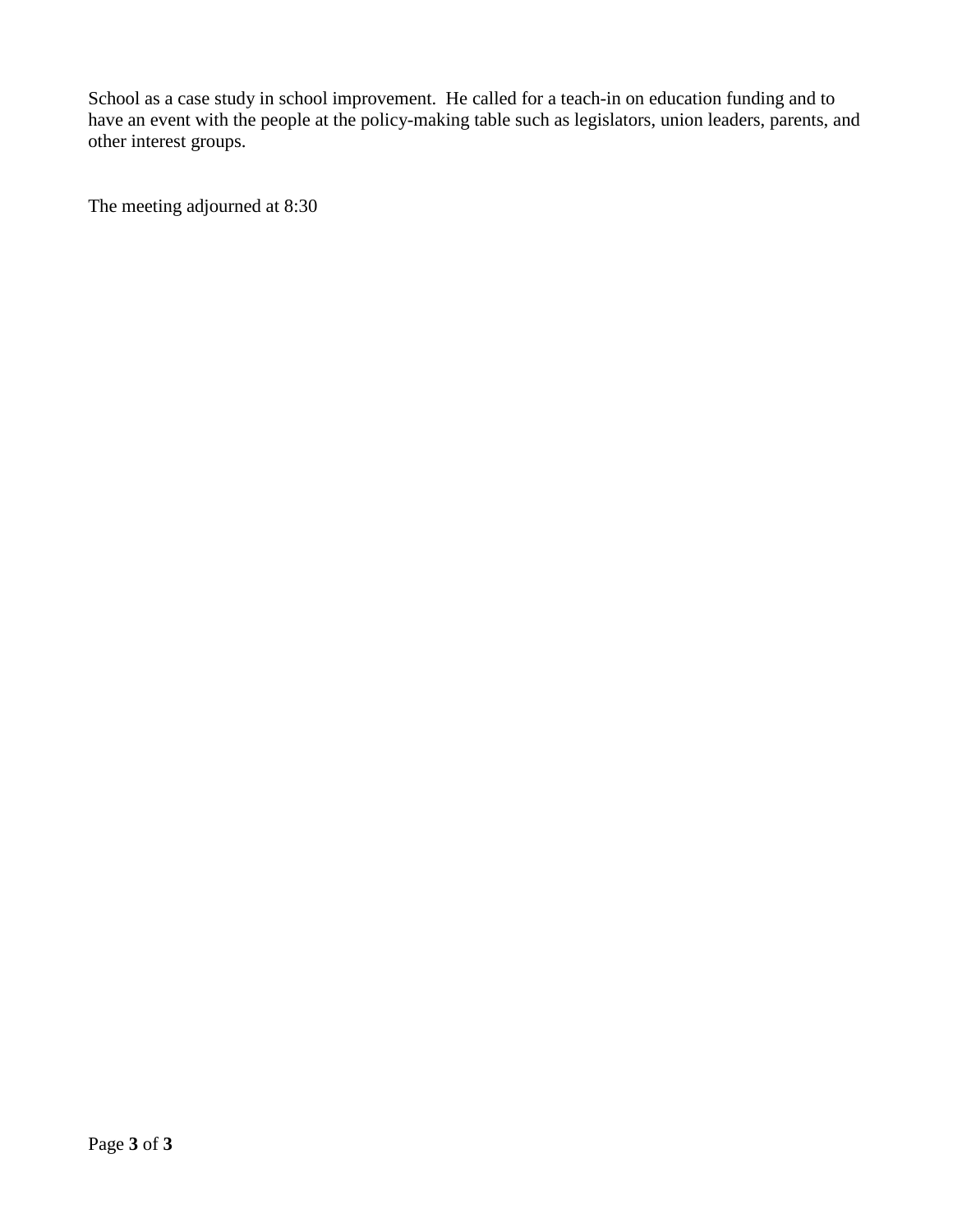School as a case study in school improvement.  He called for a teach-in on education funding and to have an event with the people at the policy-making table such as legislators, union leaders, parents, and other interest groups.

The meeting adjourned at 8:30